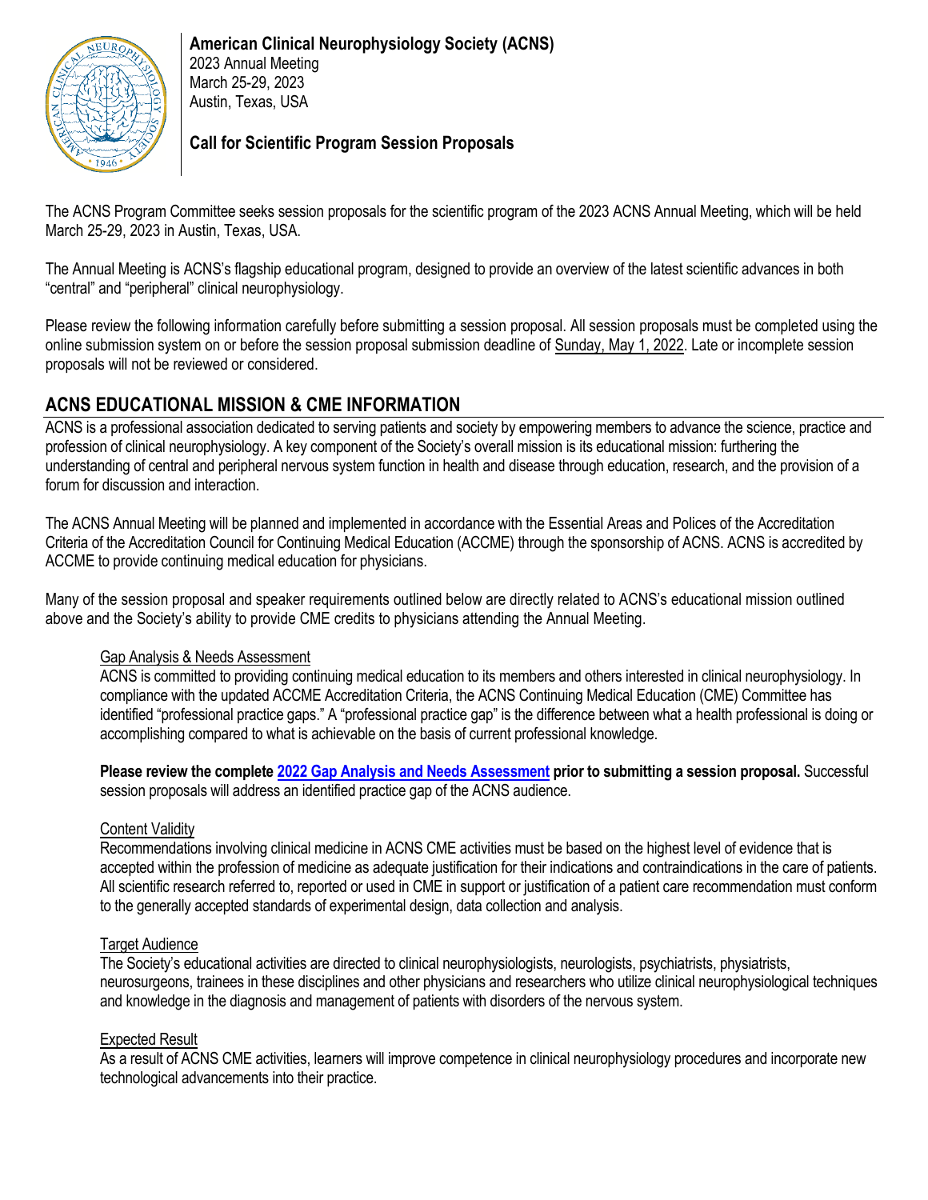**American Clinical Neurophysiology Society (ACNS)**
2023 Annual Meeting
March 25-29, 2023
Austin, Texas, USA

**Call for Scientific Program Session Proposals**

The ACNS Program Committee seeks session proposals for the scientific program of the 2023 ACNS Annual Meeting, which will be held March 25-29, 2023 in Austin, Texas, USA.

The Annual Meeting is ACNS's flagship educational program, designed to provide an overview of the latest scientific advances in both "central" and "peripheral" clinical neurophysiology.

Please review the following information carefully before submitting a session proposal. All session proposals must be completed using the online submission system on or before the session proposal submission deadline of Sunday, May 1, 2022. Late or incomplete session proposals will not be reviewed or considered.

## ACNS EDUCATIONAL MISSION & CME INFORMATION

ACNS is a professional association dedicated to serving patients and society by empowering members to advance the science, practice and profession of clinical neurophysiology. A key component of the Society's overall mission is its educational mission: furthering the understanding of central and peripheral nervous system function in health and disease through education, research, and the provision of a forum for discussion and interaction.

The ACNS Annual Meeting will be planned and implemented in accordance with the Essential Areas and Polices of the Accreditation Criteria of the Accreditation Council for Continuing Medical Education (ACCME) through the sponsorship of ACNS. ACNS is accredited by ACCME to provide continuing medical education for physicians.

Many of the session proposal and speaker requirements outlined below are directly related to ACNS's educational mission outlined above and the Society's ability to provide CME credits to physicians attending the Annual Meeting.

### Gap Analysis & Needs Assessment

ACNS is committed to providing continuing medical education to its members and others interested in clinical neurophysiology. In compliance with the updated ACCME Accreditation Criteria, the ACNS Continuing Medical Education (CME) Committee has identified "professional practice gaps." A "professional practice gap" is the difference between what a health professional is doing or accomplishing compared to what is achievable on the basis of current professional knowledge.

**Please review the complete 2022 Gap Analysis and Needs Assessment prior to submitting a session proposal.** Successful session proposals will address an identified practice gap of the ACNS audience.

### Content Validity

Recommendations involving clinical medicine in ACNS CME activities must be based on the highest level of evidence that is accepted within the profession of medicine as adequate justification for their indications and contraindications in the care of patients. All scientific research referred to, reported or used in CME in support or justification of a patient care recommendation must conform to the generally accepted standards of experimental design, data collection and analysis.

### Target Audience

The Society's educational activities are directed to clinical neurophysiologists, neurologists, psychiatrists, physiatrists, neurosurgeons, trainees in these disciplines and other physicians and researchers who utilize clinical neurophysiological techniques and knowledge in the diagnosis and management of patients with disorders of the nervous system.

### Expected Result

As a result of ACNS CME activities, learners will improve competence in clinical neurophysiology procedures and incorporate new technological advancements into their practice.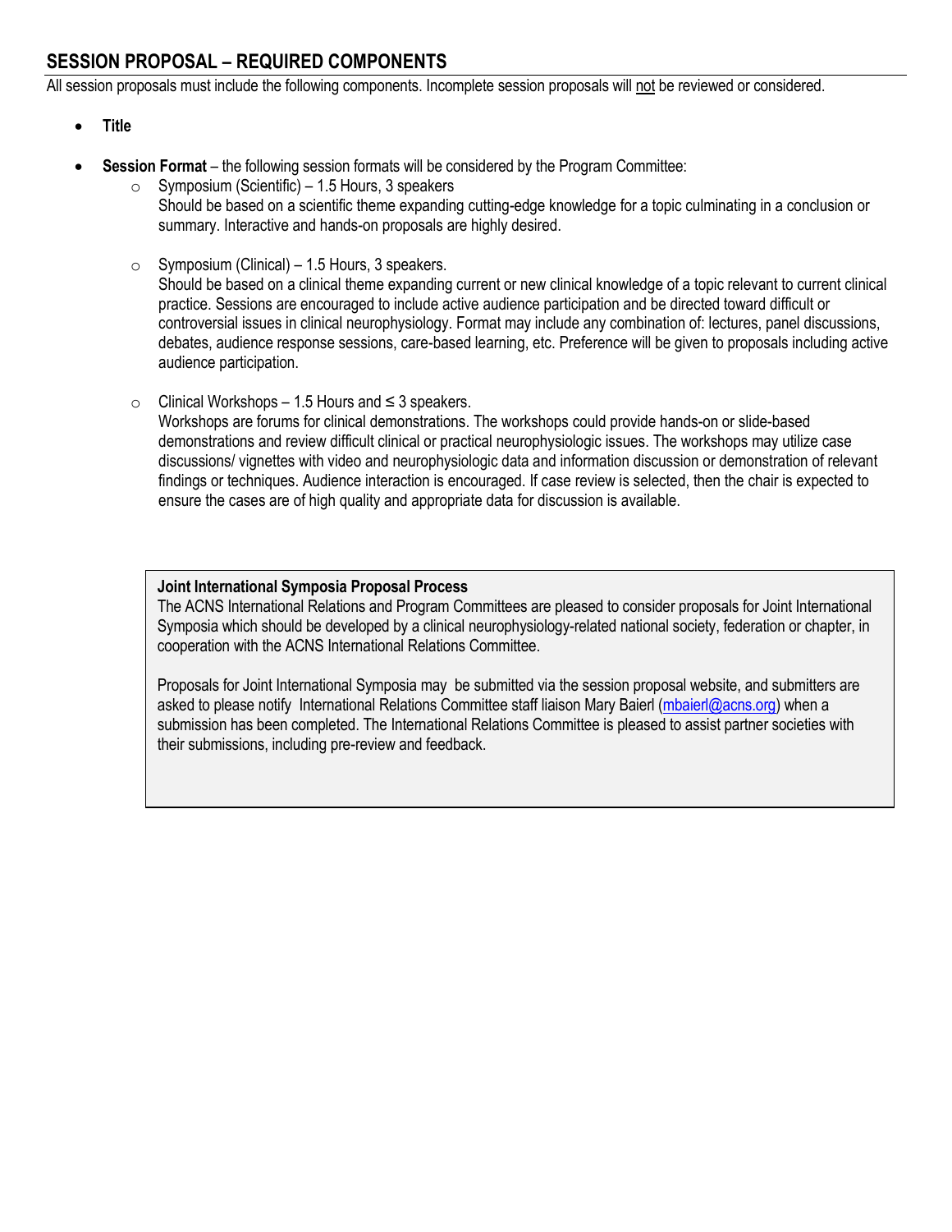## SESSION PROPOSAL – REQUIRED COMPONENTS

All session proposals must include the following components. Incomplete session proposals will <u>not</u> be reviewed or considered.

- **Title**

- **Session Format** – the following session formats will be considered by the Program Committee:
  - Symposium (Scientific) – 1.5 Hours, 3 speakers
    Should be based on a scientific theme expanding cutting-edge knowledge for a topic culminating in a conclusion or summary. Interactive and hands-on proposals are highly desired.

  - Symposium (Clinical) – 1.5 Hours, 3 speakers.
    Should be based on a clinical theme expanding current or new clinical knowledge of a topic relevant to current clinical practice. Sessions are encouraged to include active audience participation and be directed toward difficult or controversial issues in clinical neurophysiology. Format may include any combination of: lectures, panel discussions, debates, audience response sessions, care-based learning, etc. Preference will be given to proposals including active audience participation.

  - Clinical Workshops – 1.5 Hours and ≤ 3 speakers.
    Workshops are forums for clinical demonstrations. The workshops could provide hands-on or slide-based demonstrations and review difficult clinical or practical neurophysiologic issues. The workshops may utilize case discussions/ vignettes with video and neurophysiologic data and information discussion or demonstration of relevant findings or techniques. Audience interaction is encouraged. If case review is selected, then the chair is expected to ensure the cases are of high quality and appropriate data for discussion is available.

> **Joint International Symposia Proposal Process**
> The ACNS International Relations and Program Committees are pleased to consider proposals for Joint International Symposia which should be developed by a clinical neurophysiology-related national society, federation or chapter, in cooperation with the ACNS International Relations Committee.
>
> Proposals for Joint International Symposia may be submitted via the session proposal website, and submitters are asked to please notify International Relations Committee staff liaison Mary Baierl (mbaierl@acns.org) when a submission has been completed. The International Relations Committee is pleased to assist partner societies with their submissions, including pre-review and feedback.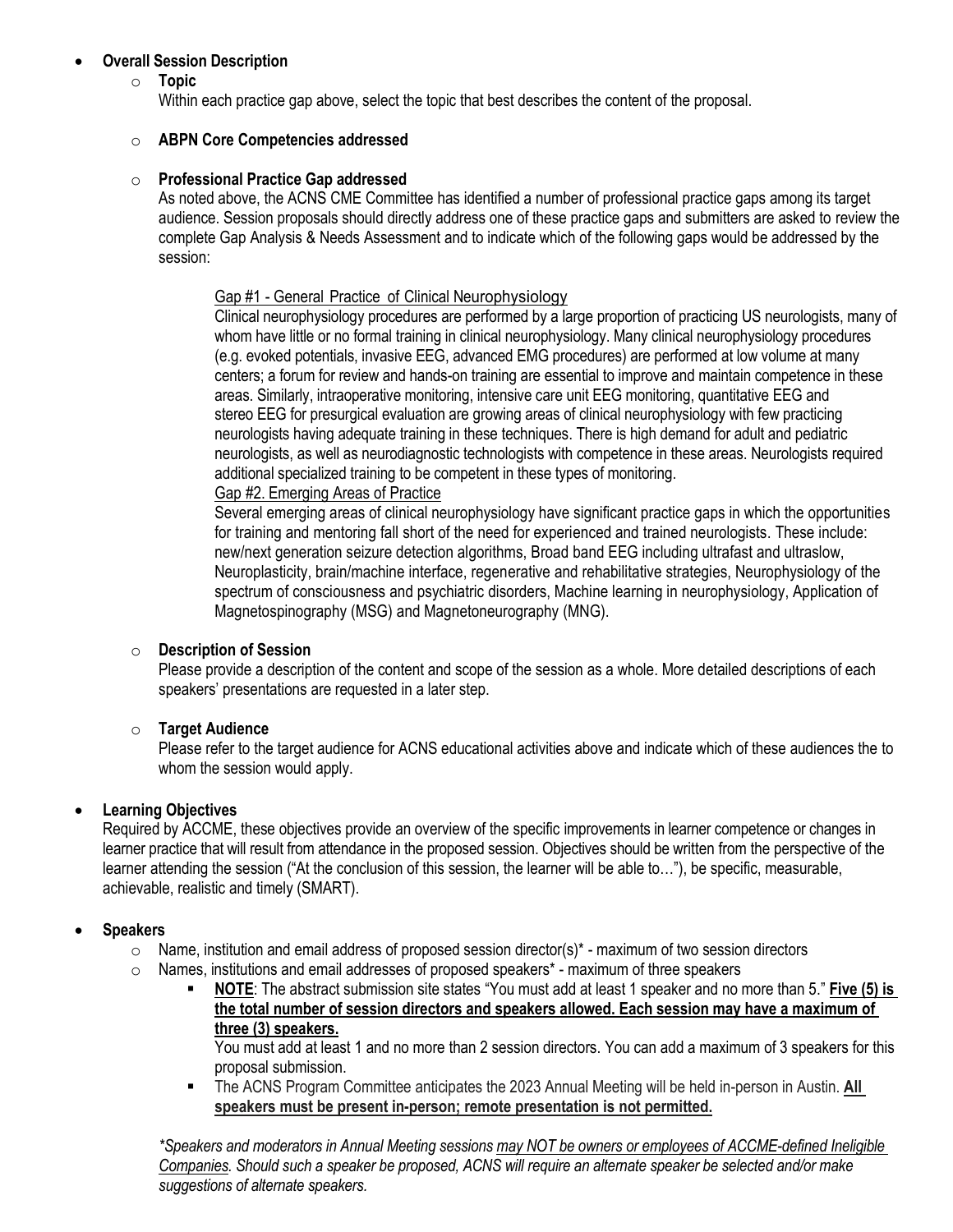- **Overall Session Description**
  - **Topic**
    Within each practice gap above, select the topic that best describes the content of the proposal.
  - **ABPN Core Competencies addressed**
  - **Professional Practice Gap addressed**
    As noted above, the ACNS CME Committee has identified a number of professional practice gaps among its target audience. Session proposals should directly address one of these practice gaps and submitters are asked to review the complete Gap Analysis & Needs Assessment and to indicate which of the following gaps would be addressed by the session:

    Gap #1 - General Practice of Clinical Neurophysiology
    Clinical neurophysiology procedures are performed by a large proportion of practicing US neurologists, many of whom have little or no formal training in clinical neurophysiology. Many clinical neurophysiology procedures (e.g. evoked potentials, invasive EEG, advanced EMG procedures) are performed at low volume at many centers; a forum for review and hands-on training are essential to improve and maintain competence in these areas. Similarly, intraoperative monitoring, intensive care unit EEG monitoring, quantitative EEG and stereo EEG for presurgical evaluation are growing areas of clinical neurophysiology with few practicing neurologists having adequate training in these techniques. There is high demand for adult and pediatric neurologists, as well as neurodiagnostic technologists with competence in these areas. Neurologists required additional specialized training to be competent in these types of monitoring.
    Gap #2. Emerging Areas of Practice
    Several emerging areas of clinical neurophysiology have significant practice gaps in which the opportunities for training and mentoring fall short of the need for experienced and trained neurologists. These include: new/next generation seizure detection algorithms, Broad band EEG including ultrafast and ultraslow, Neuroplasticity, brain/machine interface, regenerative and rehabilitative strategies, Neurophysiology of the spectrum of consciousness and psychiatric disorders, Machine learning in neurophysiology, Application of Magnetospinography (MSG) and Magnetoneurography (MNG).
  - **Description of Session**
    Please provide a description of the content and scope of the session as a whole. More detailed descriptions of each speakers' presentations are requested in a later step.
  - **Target Audience**
    Please refer to the target audience for ACNS educational activities above and indicate which of these audiences the to whom the session would apply.
- **Learning Objectives**
  Required by ACCME, these objectives provide an overview of the specific improvements in learner competence or changes in learner practice that will result from attendance in the proposed session. Objectives should be written from the perspective of the learner attending the session ("At the conclusion of this session, the learner will be able to…"), be specific, measurable, achievable, realistic and timely (SMART).
- **Speakers**
  - Name, institution and email address of proposed session director(s)* - maximum of two session directors
  - Names, institutions and email addresses of proposed speakers* - maximum of three speakers
    - **NOTE**: The abstract submission site states "You must add at least 1 speaker and no more than 5." **Five (5) is the total number of session directors and speakers allowed. Each session may have a maximum of three (3) speakers.**
      You must add at least 1 and no more than 2 session directors. You can add a maximum of 3 speakers for this proposal submission.
    - The ACNS Program Committee anticipates the 2023 Annual Meeting will be held in-person in Austin. **All speakers must be present in-person; remote presentation is not permitted.**

  *\*Speakers and moderators in Annual Meeting sessions may NOT be owners or employees of ACCME-defined Ineligible Companies. Should such a speaker be proposed, ACNS will require an alternate speaker be selected and/or make suggestions of alternate speakers.*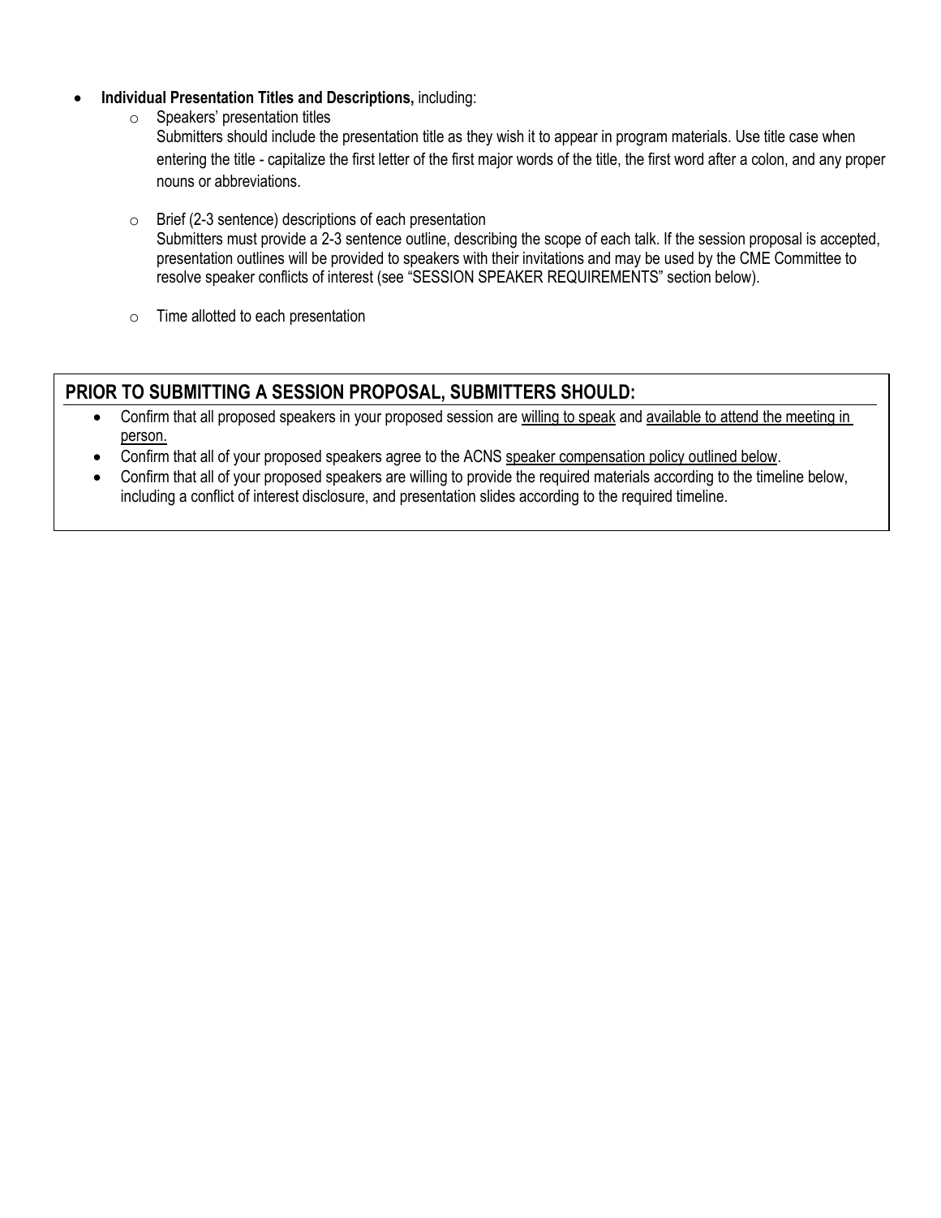- **Individual Presentation Titles and Descriptions,** including:
  - Speakers' presentation titles
    Submitters should include the presentation title as they wish it to appear in program materials. Use title case when entering the title - capitalize the first letter of the first major words of the title, the first word after a colon, and any proper nouns or abbreviations.
  - Brief (2-3 sentence) descriptions of each presentation
    Submitters must provide a 2-3 sentence outline, describing the scope of each talk. If the session proposal is accepted, presentation outlines will be provided to speakers with their invitations and may be used by the CME Committee to resolve speaker conflicts of interest (see "SESSION SPEAKER REQUIREMENTS" section below).
  - Time allotted to each presentation

## PRIOR TO SUBMITTING A SESSION PROPOSAL, SUBMITTERS SHOULD:

- Confirm that all proposed speakers in your proposed session are willing to speak and available to attend the meeting in person.
- Confirm that all of your proposed speakers agree to the ACNS speaker compensation policy outlined below.
- Confirm that all of your proposed speakers are willing to provide the required materials according to the timeline below, including a conflict of interest disclosure, and presentation slides according to the required timeline.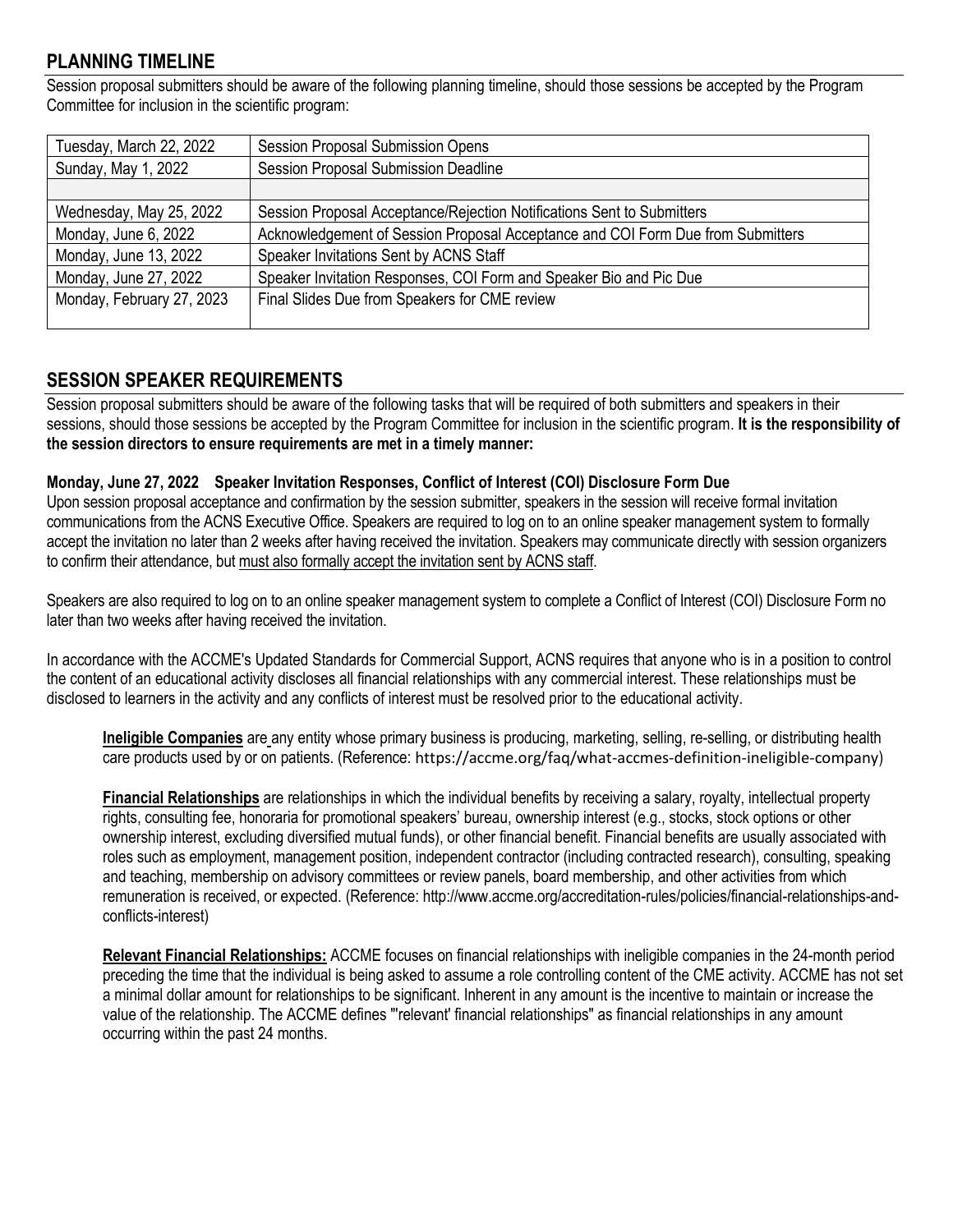## PLANNING TIMELINE

Session proposal submitters should be aware of the following planning timeline, should those sessions be accepted by the Program Committee for inclusion in the scientific program:

| | |
|---|---|
| Tuesday, March 22, 2022 | Session Proposal Submission Opens |
| Sunday, May 1, 2022 | Session Proposal Submission Deadline |
| | |
| Wednesday, May 25, 2022 | Session Proposal Acceptance/Rejection Notifications Sent to Submitters |
| Monday, June 6, 2022 | Acknowledgement of Session Proposal Acceptance and COI Form Due from Submitters |
| Monday, June 13, 2022 | Speaker Invitations Sent by ACNS Staff |
| Monday, June 27, 2022 | Speaker Invitation Responses, COI Form and Speaker Bio and Pic Due |
| Monday, February 27, 2023 | Final Slides Due from Speakers for CME review |

## SESSION SPEAKER REQUIREMENTS

Session proposal submitters should be aware of the following tasks that will be required of both submitters and speakers in their sessions, should those sessions be accepted by the Program Committee for inclusion in the scientific program. **It is the responsibility of the session directors to ensure requirements are met in a timely manner:**

**Monday, June 27, 2022 Speaker Invitation Responses, Conflict of Interest (COI) Disclosure Form Due**

Upon session proposal acceptance and confirmation by the session submitter, speakers in the session will receive formal invitation communications from the ACNS Executive Office. Speakers are required to log on to an online speaker management system to formally accept the invitation no later than 2 weeks after having received the invitation. Speakers may communicate directly with session organizers to confirm their attendance, but must also formally accept the invitation sent by ACNS staff.

Speakers are also required to log on to an online speaker management system to complete a Conflict of Interest (COI) Disclosure Form no later than two weeks after having received the invitation.

In accordance with the ACCME's Updated Standards for Commercial Support, ACNS requires that anyone who is in a position to control the content of an educational activity discloses all financial relationships with any commercial interest. These relationships must be disclosed to learners in the activity and any conflicts of interest must be resolved prior to the educational activity.

> **Ineligible Companies** are any entity whose primary business is producing, marketing, selling, re-selling, or distributing health care products used by or on patients. (Reference: https://accme.org/faq/what-accmes-definition-ineligible-company)
>
> **Financial Relationships** are relationships in which the individual benefits by receiving a salary, royalty, intellectual property rights, consulting fee, honoraria for promotional speakers' bureau, ownership interest (e.g., stocks, stock options or other ownership interest, excluding diversified mutual funds), or other financial benefit. Financial benefits are usually associated with roles such as employment, management position, independent contractor (including contracted research), consulting, speaking and teaching, membership on advisory committees or review panels, board membership, and other activities from which remuneration is received, or expected. (Reference: http://www.accme.org/accreditation-rules/policies/financial-relationships-and-conflicts-interest)
>
> **Relevant Financial Relationships:** ACCME focuses on financial relationships with ineligible companies in the 24-month period preceding the time that the individual is being asked to assume a role controlling content of the CME activity. ACCME has not set a minimal dollar amount for relationships to be significant. Inherent in any amount is the incentive to maintain or increase the value of the relationship. The ACCME defines "'relevant' financial relationships" as financial relationships in any amount occurring within the past 24 months.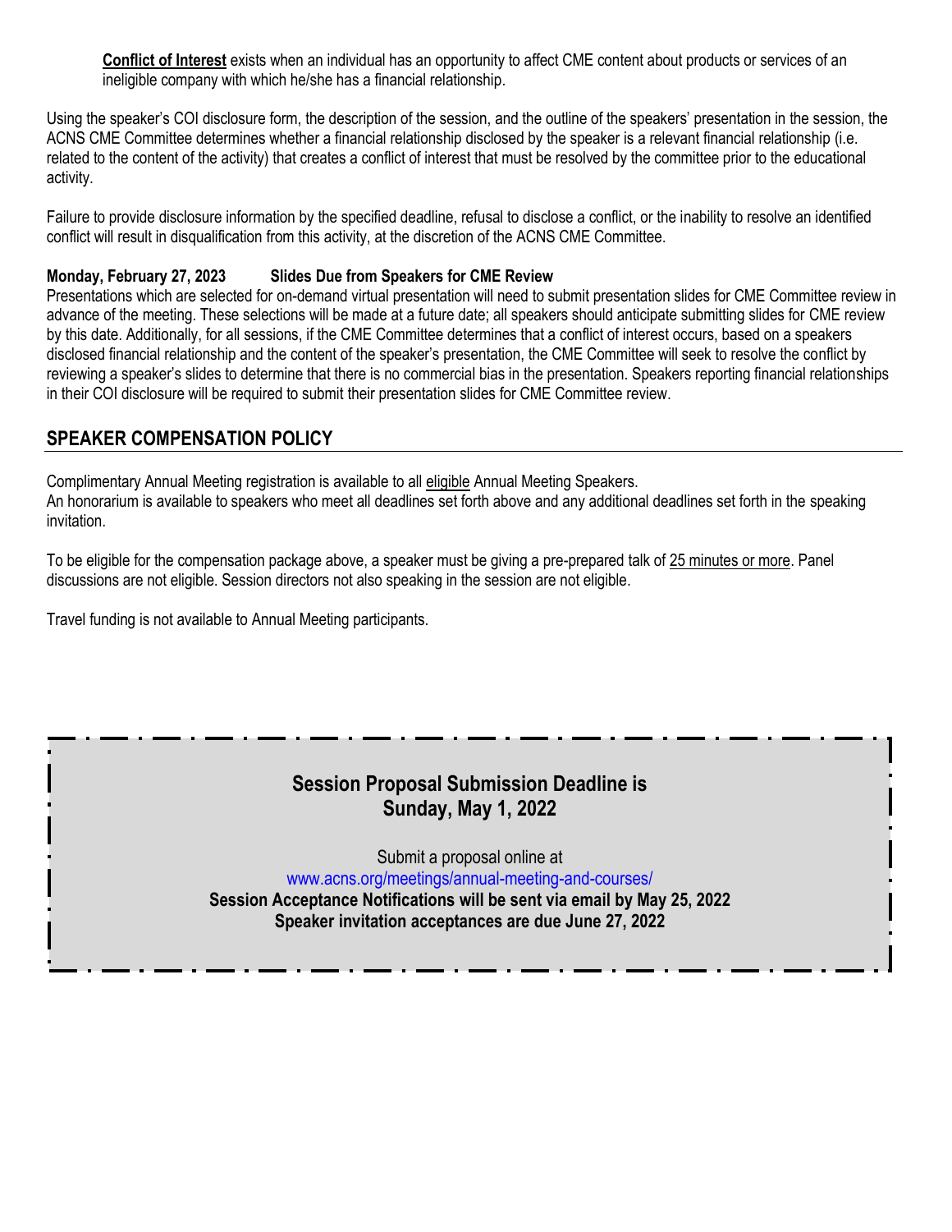**Conflict of Interest** exists when an individual has an opportunity to affect CME content about products or services of an ineligible company with which he/she has a financial relationship.

Using the speaker's COI disclosure form, the description of the session, and the outline of the speakers' presentation in the session, the ACNS CME Committee determines whether a financial relationship disclosed by the speaker is a relevant financial relationship (i.e. related to the content of the activity) that creates a conflict of interest that must be resolved by the committee prior to the educational activity.

Failure to provide disclosure information by the specified deadline, refusal to disclose a conflict, or the inability to resolve an identified conflict will result in disqualification from this activity, at the discretion of the ACNS CME Committee.

**Monday, February 27, 2023 Slides Due from Speakers for CME Review**

Presentations which are selected for on-demand virtual presentation will need to submit presentation slides for CME Committee review in advance of the meeting. These selections will be made at a future date; all speakers should anticipate submitting slides for CME review by this date. Additionally, for all sessions, if the CME Committee determines that a conflict of interest occurs, based on a speakers disclosed financial relationship and the content of the speaker's presentation, the CME Committee will seek to resolve the conflict by reviewing a speaker's slides to determine that there is no commercial bias in the presentation. Speakers reporting financial relationships in their COI disclosure will be required to submit their presentation slides for CME Committee review.

## SPEAKER COMPENSATION POLICY

Complimentary Annual Meeting registration is available to all eligible Annual Meeting Speakers.
An honorarium is available to speakers who meet all deadlines set forth above and any additional deadlines set forth in the speaking invitation.

To be eligible for the compensation package above, a speaker must be giving a pre-prepared talk of 25 minutes or more. Panel discussions are not eligible. Session directors not also speaking in the session are not eligible.

Travel funding is not available to Annual Meeting participants.

**Session Proposal Submission Deadline is**
**Sunday, May 1, 2022**

Submit a proposal online at
www.acns.org/meetings/annual-meeting-and-courses/
**Session Acceptance Notifications will be sent via email by May 25, 2022**
**Speaker invitation acceptances are due June 27, 2022**